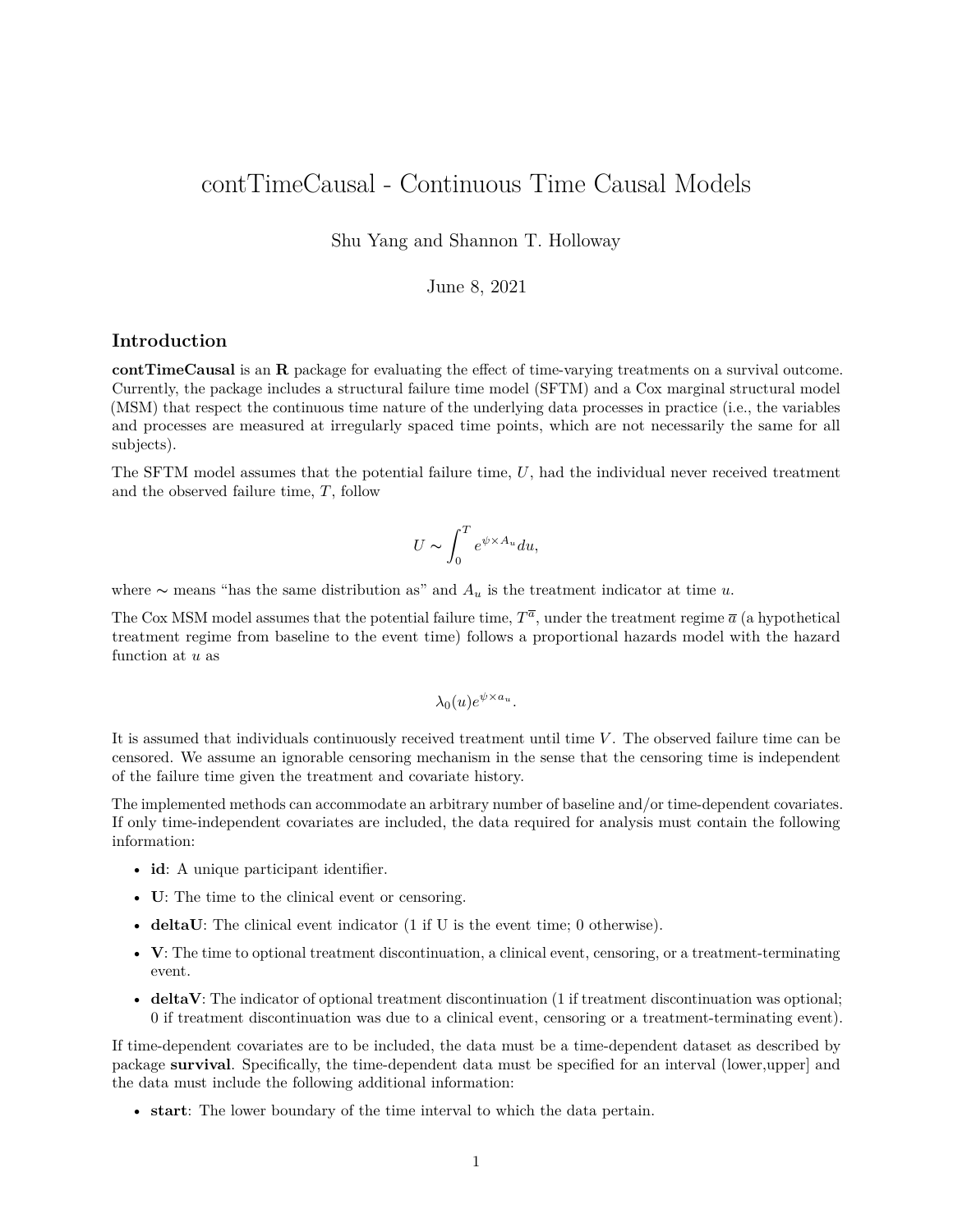# contTimeCausal - Continuous Time Causal Models

Shu Yang and Shannon T. Holloway

June 8, 2021

## Introduction

**contTimeCausal** is an **R** package for evaluating the effect of time-varying treatments on a survival outcome. Currently, the package includes a structural failure time model (SFTM) and a Cox marginal structural model (MSM) that respect the continuous time nature of the underlying data processes in practice (i.e., the variables and processes are measured at irregularly spaced time points, which are not necessarily the same for all subjects).

The SFTM model assumes that the potential failure time, $U$, had the individual never received treatment and the observed failure time, $T$, follow

$$U \sim \int_0^T e^{\psi \times A_u} du,$$

where $\sim$ means "has the same distribution as" and $A_u$ is the treatment indicator at time $u$.

The Cox MSM model assumes that the potential failure time, $T^{\overline{a}}$, under the treatment regime $\overline{a}$ (a hypothetical treatment regime from baseline to the event time) follows a proportional hazards model with the hazard function at $u$ as

$$\lambda_0(u) e^{\psi \times a_u}.$$

It is assumed that individuals continuously received treatment until time $V$. The observed failure time can be censored. We assume an ignorable censoring mechanism in the sense that the censoring time is independent of the failure time given the treatment and covariate history.

The implemented methods can accommodate an arbitrary number of baseline and/or time-dependent covariates. If only time-independent covariates are included, the data required for analysis must contain the following information:

- **id**: A unique participant identifier.
- **U**: The time to the clinical event or censoring.
- **deltaU**: The clinical event indicator (1 if U is the event time; 0 otherwise).
- **V**: The time to optional treatment discontinuation, a clinical event, censoring, or a treatment-terminating event.
- **deltaV**: The indicator of optional treatment discontinuation (1 if treatment discontinuation was optional; 0 if treatment discontinuation was due to a clinical event, censoring or a treatment-terminating event).

If time-dependent covariates are to be included, the data must be a time-dependent dataset as described by package **survival**. Specifically, the time-dependent data must be specified for an interval (lower,upper] and the data must include the following additional information:

- **start**: The lower boundary of the time interval to which the data pertain.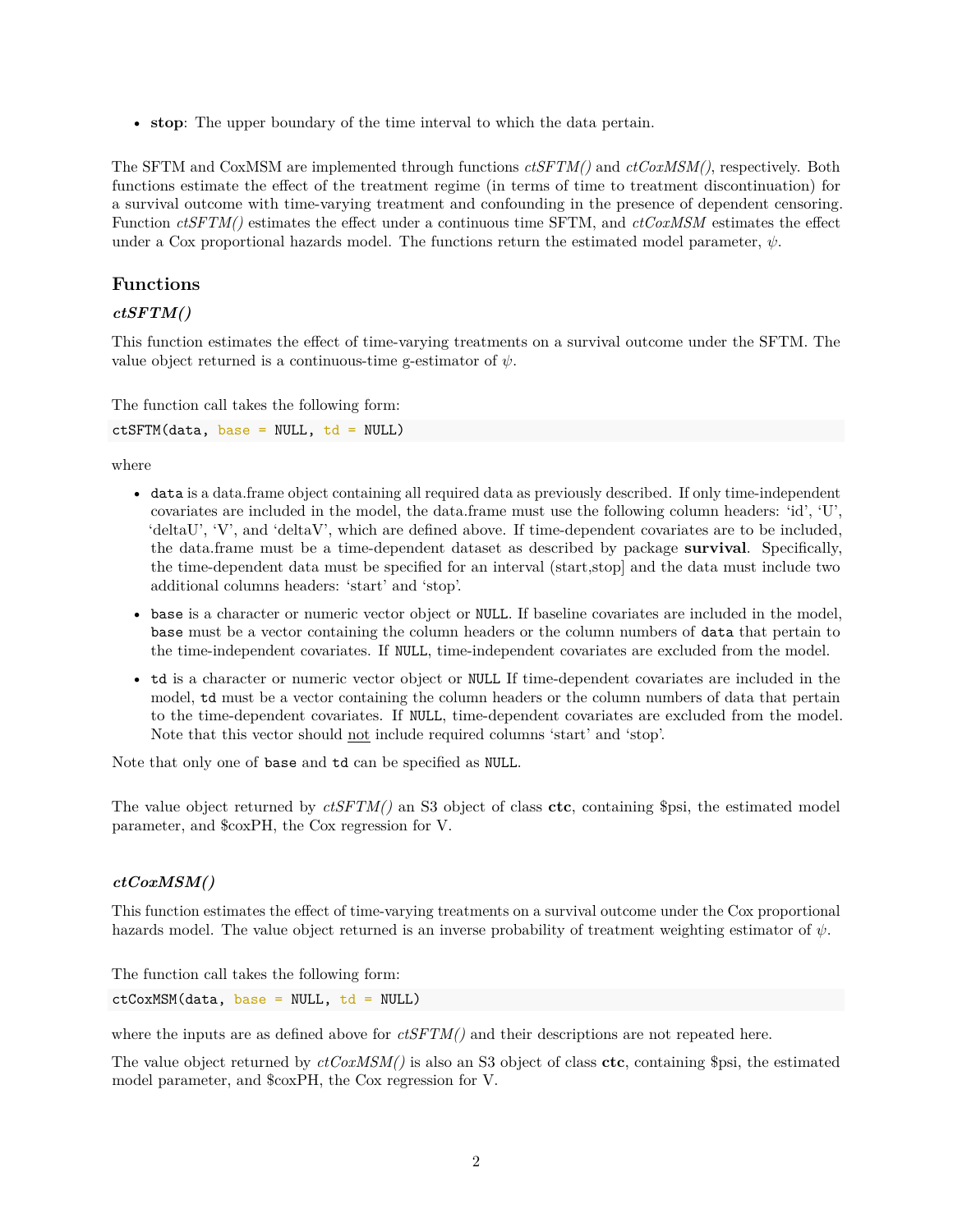- **stop**: The upper boundary of the time interval to which the data pertain.

The SFTM and CoxMSM are implemented through functions *ctSFTM()* and *ctCoxMSM()*, respectively. Both functions estimate the effect of the treatment regime (in terms of time to treatment discontinuation) for a survival outcome with time-varying treatment and confounding in the presence of dependent censoring. Function *ctSFTM()* estimates the effect under a continuous time SFTM, and *ctCoxMSM* estimates the effect under a Cox proportional hazards model. The functions return the estimated model parameter, $\psi$.

## Functions

### *ctSFTM()*

This function estimates the effect of time-varying treatments on a survival outcome under the SFTM. The value object returned is a continuous-time g-estimator of $\psi$.

The function call takes the following form:

```
ctSFTM(data, base = NULL, td = NULL)
```

where

- `data` is a data.frame object containing all required data as previously described. If only time-independent covariates are included in the model, the data.frame must use the following column headers: 'id', 'U', 'deltaU', 'V', and 'deltaV', which are defined above. If time-dependent covariates are to be included, the data.frame must be a time-dependent dataset as described by package **survival**. Specifically, the time-dependent data must be specified for an interval (start,stop] and the data must include two additional columns headers: 'start' and 'stop'.
- `base` is a character or numeric vector object or `NULL`. If baseline covariates are included in the model, `base` must be a vector containing the column headers or the column numbers of `data` that pertain to the time-independent covariates. If `NULL`, time-independent covariates are excluded from the model.
- `td` is a character or numeric vector object or `NULL` If time-dependent covariates are included in the model, `td` must be a vector containing the column headers or the column numbers of data that pertain to the time-dependent covariates. If `NULL`, time-dependent covariates are excluded from the model. Note that this vector should <u>not</u> include required columns 'start' and 'stop'.

Note that only one of `base` and `td` can be specified as `NULL`.

The value object returned by *ctSFTM()* an S3 object of class **ctc**, containing $psi, the estimated model parameter, and $coxPH, the Cox regression for V.

### *ctCoxMSM()*

This function estimates the effect of time-varying treatments on a survival outcome under the Cox proportional hazards model. The value object returned is an inverse probability of treatment weighting estimator of $\psi$.

The function call takes the following form:

```
ctCoxMSM(data, base = NULL, td = NULL)
```

where the inputs are as defined above for *ctSFTM()* and their descriptions are not repeated here.

The value object returned by *ctCoxMSM()* is also an S3 object of class **ctc**, containing $psi, the estimated model parameter, and $coxPH, the Cox regression for V.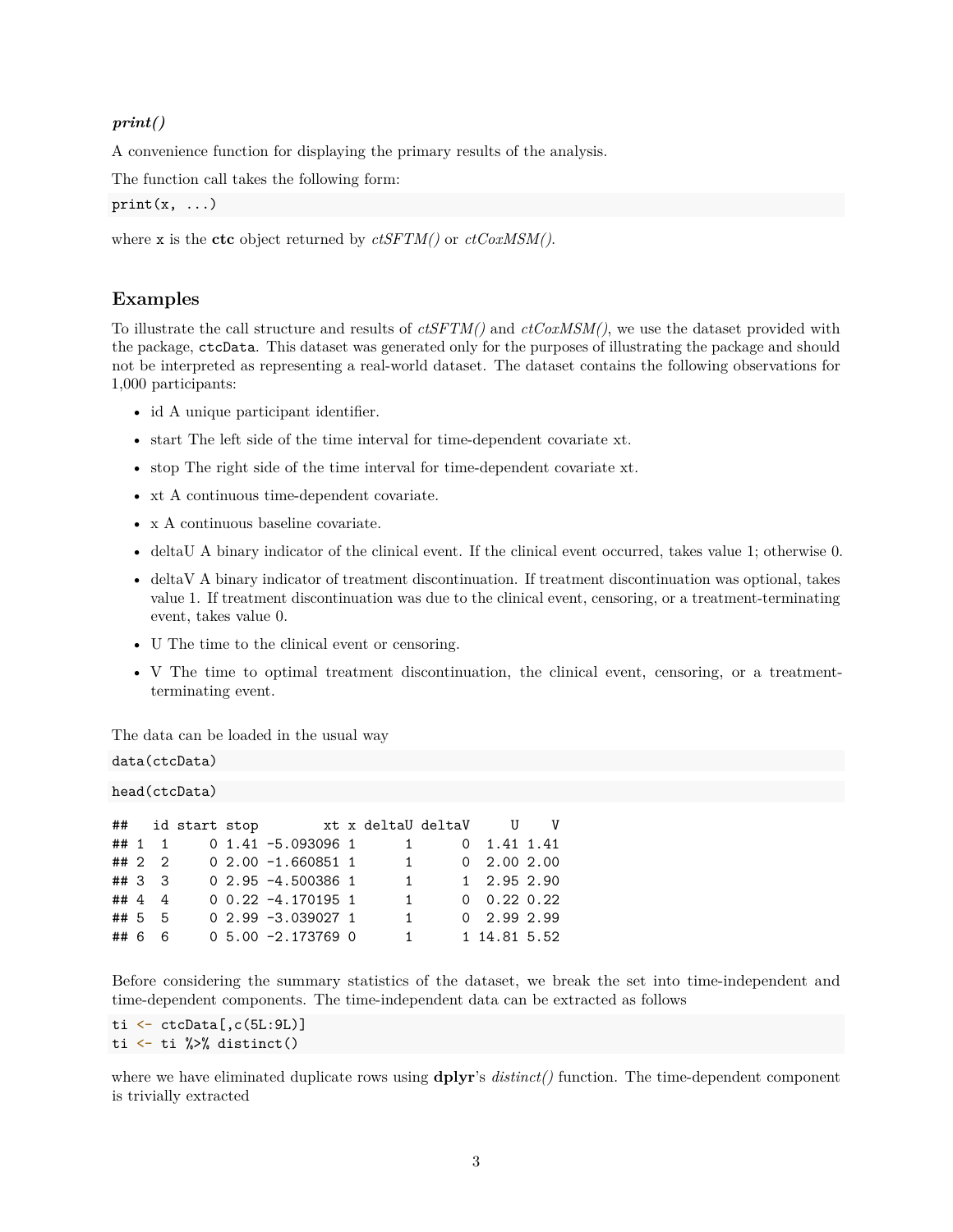### *print()*

A convenience function for displaying the primary results of the analysis.

The function call takes the following form:

```
print(x, ...)
```

where `x` is the **ctc** object returned by *ctSFTM()* or *ctCoxMSM()*.

## Examples

To illustrate the call structure and results of *ctSFTM()* and *ctCoxMSM()*, we use the dataset provided with the package, `ctcData`. This dataset was generated only for the purposes of illustrating the package and should not be interpreted as representing a real-world dataset. The dataset contains the following observations for 1,000 participants:

- id A unique participant identifier.
- start The left side of the time interval for time-dependent covariate xt.
- stop The right side of the time interval for time-dependent covariate xt.
- xt A continuous time-dependent covariate.
- x A continuous baseline covariate.
- deltaU A binary indicator of the clinical event. If the clinical event occurred, takes value 1; otherwise 0.
- deltaV A binary indicator of treatment discontinuation. If treatment discontinuation was optional, takes value 1. If treatment discontinuation was due to the clinical event, censoring, or a treatment-terminating event, takes value 0.
- U The time to the clinical event or censoring.
- V The time to optimal treatment discontinuation, the clinical event, censoring, or a treatment-terminating event.

The data can be loaded in the usual way

```
data(ctcData)
```

```
head(ctcData)
```

```
##   id start stop        xt x deltaU deltaV     U    V
## 1  1     0 1.41 -5.093096 1      1      0  1.41 1.41
## 2  2     0 2.00 -1.660851 1      1      0  2.00 2.00
## 3  3     0 2.95 -4.500386 1      1      1  2.95 2.90
## 4  4     0 0.22 -4.170195 1      1      0  0.22 0.22
## 5  5     0 2.99 -3.039027 1      1      0  2.99 2.99
## 6  6     0 5.00 -2.173769 0      1      1 14.81 5.52
```

Before considering the summary statistics of the dataset, we break the set into time-independent and time-dependent components. The time-independent data can be extracted as follows

```
ti <- ctcData[,c(5L:9L)]
ti <- ti %>% distinct()
```

where we have eliminated duplicate rows using **dplyr**'s *distinct()* function. The time-dependent component is trivially extracted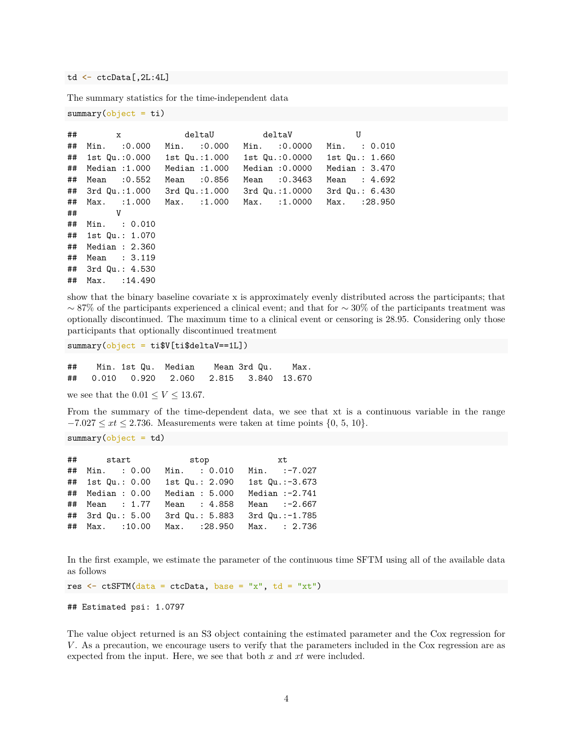```
td <- ctcData[,2L:4L]
```

The summary statistics for the time-independent data

```
summary(object = ti)
```

```
##        x             deltaU          deltaV             U         
##  Min.   :0.000   Min.   :0.000   Min.   :0.0000   Min.   : 0.010  
##  1st Qu.:0.000   1st Qu.:1.000   1st Qu.:0.0000   1st Qu.: 1.660  
##  Median :1.000   Median :1.000   Median :0.0000   Median : 3.470  
##  Mean   :0.552   Mean   :0.856   Mean   :0.3463   Mean   : 4.692  
##  3rd Qu.:1.000   3rd Qu.:1.000   3rd Qu.:1.0000   3rd Qu.: 6.430  
##  Max.   :1.000   Max.   :1.000   Max.   :1.0000   Max.   :28.950  
##        V         
##  Min.   : 0.010  
##  1st Qu.: 1.070  
##  Median : 2.360  
##  Mean   : 3.119  
##  3rd Qu.: 4.530  
##  Max.   :14.490  
```

show that the binary baseline covariate x is approximately evenly distributed across the participants; that $\sim 87\%$ of the participants experienced a clinical event; and that for $\sim 30\%$ of the participants treatment was optionally discontinued. The maximum time to a clinical event or censoring is 28.95. Considering only those participants that optionally discontinued treatment

```
summary(object = ti$V[ti$deltaV==1L])
```

```
##    Min. 1st Qu.  Median    Mean 3rd Qu.    Max. 
##   0.010   0.920   2.060   2.815   3.840  13.670 
```

we see that the $0.01 \leq V \leq 13.67$.

From the summary of the time-dependent data, we see that xt is a continuous variable in the range $-7.027 \leq xt \leq 2.736$. Measurements were taken at time points {0, 5, 10}.

```
summary(object = td)
```

```
##      start            stop              xt         
##  Min.   : 0.00   Min.   : 0.010   Min.   :-7.027  
##  1st Qu.: 0.00   1st Qu.: 2.090   1st Qu.:-3.673  
##  Median : 0.00   Median : 5.000   Median :-2.741  
##  Mean   : 1.77   Mean   : 4.858   Mean   :-2.667  
##  3rd Qu.: 5.00   3rd Qu.: 5.883   3rd Qu.:-1.785  
##  Max.   :10.00   Max.   :28.950   Max.   : 2.736  
```

In the first example, we estimate the parameter of the continuous time SFTM using all of the available data as follows

```
res <- ctSFTM(data = ctcData, base = "x", td = "xt")
```

```
## Estimated psi: 1.0797
```

The value object returned is an S3 object containing the estimated parameter and the Cox regression for $V$. As a precaution, we encourage users to verify that the parameters included in the Cox regression are as expected from the input. Here, we see that both $x$ and $xt$ were included.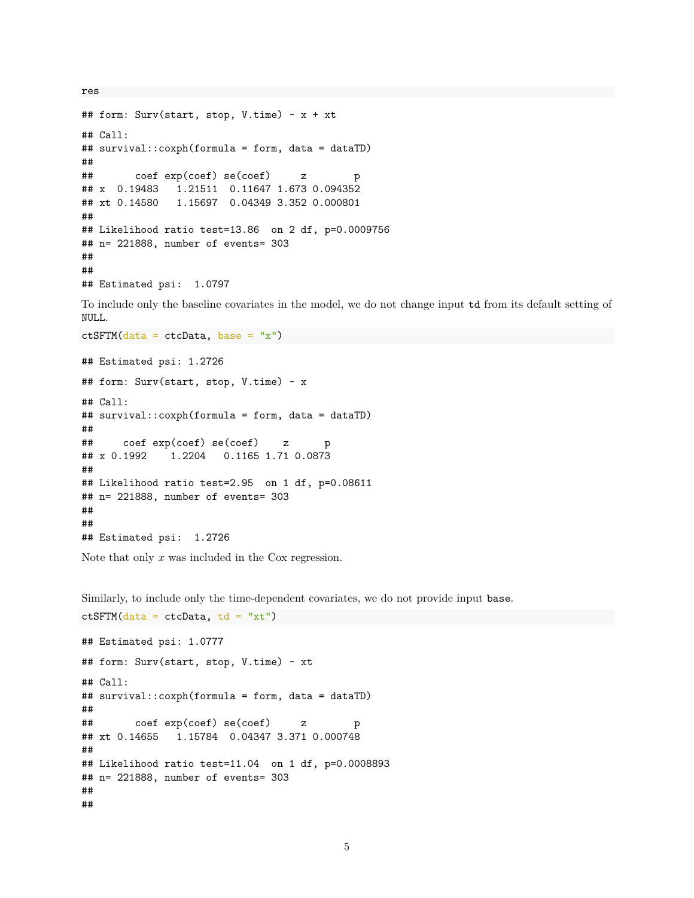```
res
```

```
## form: Surv(start, stop, V.time) ~ x + xt
```

```
## Call:
## survival::coxph(formula = form, data = dataTD)
##
##       coef exp(coef) se(coef)     z        p
## x  0.19483   1.21511  0.11647 1.673 0.094352
## xt 0.14580   1.15697  0.04349 3.352 0.000801
##
## Likelihood ratio test=13.86  on 2 df, p=0.0009756
## n= 221888, number of events= 303
##
##
## Estimated psi:  1.0797
```

To include only the baseline covariates in the model, we do not change input `td` from its default setting of `NULL`.

```
ctSFTM(data = ctcData, base = "x")
```

```
## Estimated psi: 1.2726
```

```
## form: Surv(start, stop, V.time) ~ x
```

```
## Call:
## survival::coxph(formula = form, data = dataTD)
##
##     coef exp(coef) se(coef)    z      p
## x 0.1992    1.2204   0.1165 1.71 0.0873
##
## Likelihood ratio test=2.95  on 1 df, p=0.08611
## n= 221888, number of events= 303
##
##
## Estimated psi:  1.2726
```

Note that only $x$ was included in the Cox regression.

Similarly, to include only the time-dependent covariates, we do not provide input `base`.

```
ctSFTM(data = ctcData, td = "xt")
```

```
## Estimated psi: 1.0777
```

```
## form: Surv(start, stop, V.time) ~ xt
```

```
## Call:
## survival::coxph(formula = form, data = dataTD)
##
##       coef exp(coef) se(coef)     z        p
## xt 0.14655   1.15784  0.04347 3.371 0.000748
##
## Likelihood ratio test=11.04  on 1 df, p=0.0008893
## n= 221888, number of events= 303
##
##
```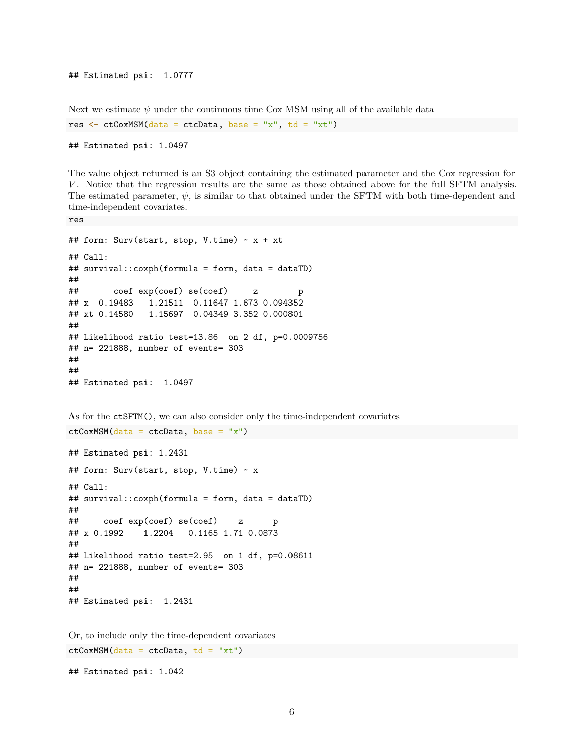```
## Estimated psi:  1.0777
```

Next we estimate $\psi$ under the continuous time Cox MSM using all of the available data

```
res <- ctCoxMSM(data = ctcData, base = "x", td = "xt")
```

```
## Estimated psi: 1.0497
```

The value object returned is an S3 object containing the estimated parameter and the Cox regression for $V$. Notice that the regression results are the same as those obtained above for the full SFTM analysis. The estimated parameter, $\psi$, is similar to that obtained under the SFTM with both time-dependent and time-independent covariates.

```
res
```

```
## form: Surv(start, stop, V.time) ~ x + xt
```

```
## Call:
## survival::coxph(formula = form, data = dataTD)
##
##       coef exp(coef) se(coef)     z        p
## x  0.19483   1.21511  0.11647 1.673 0.094352
## xt 0.14580   1.15697  0.04349 3.352 0.000801
##
## Likelihood ratio test=13.86  on 2 df, p=0.0009756
## n= 221888, number of events= 303
##
##
## Estimated psi:  1.0497
```

As for the `ctSFTM()`, we can also consider only the time-independent covariates

```
ctCoxMSM(data = ctcData, base = "x")
```

```
## Estimated psi: 1.2431
```

```
## form: Surv(start, stop, V.time) ~ x
```

```
## Call:
## survival::coxph(formula = form, data = dataTD)
##
##     coef exp(coef) se(coef)    z      p
## x 0.1992    1.2204   0.1165 1.71 0.0873
##
## Likelihood ratio test=2.95  on 1 df, p=0.08611
## n= 221888, number of events= 303
##
##
## Estimated psi:  1.2431
```

Or, to include only the time-dependent covariates

```
ctCoxMSM(data = ctcData, td = "xt")
```

```
## Estimated psi: 1.042
```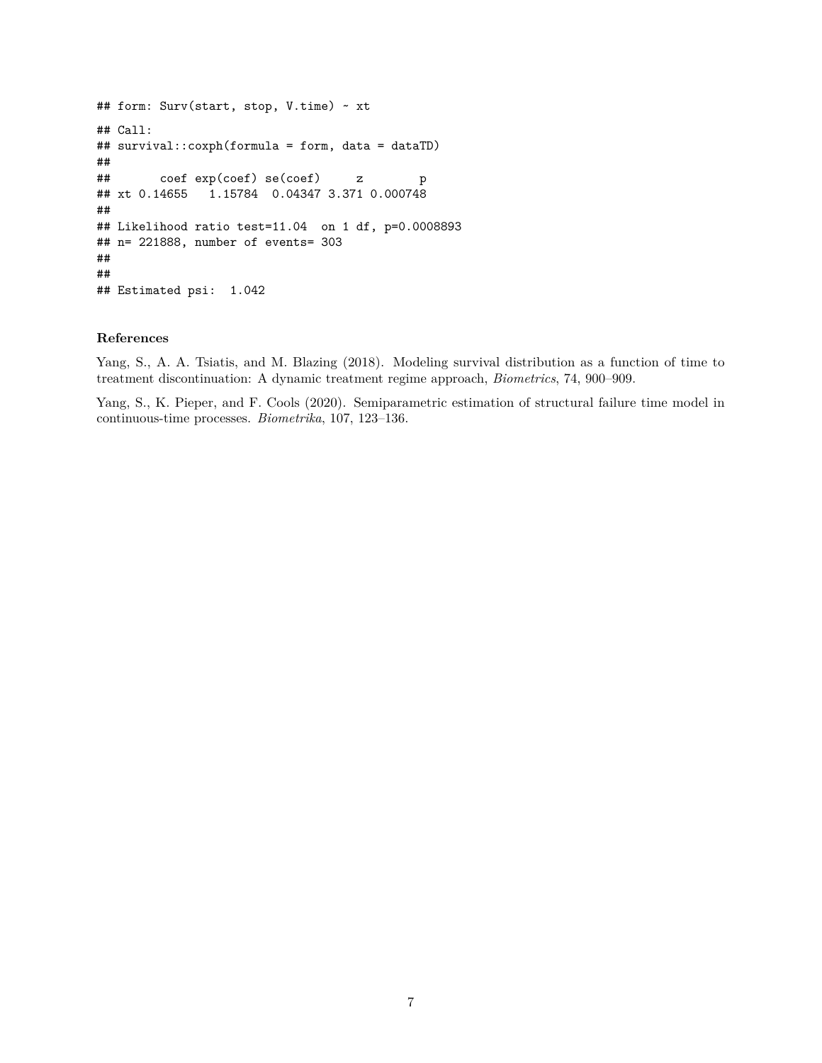```
## form: Surv(start, stop, V.time) ~ xt
## Call:
## survival::coxph(formula = form, data = dataTD)
##
##       coef exp(coef) se(coef)     z        p
## xt 0.14655   1.15784  0.04347 3.371 0.000748
##
## Likelihood ratio test=11.04  on 1 df, p=0.0008893
## n= 221888, number of events= 303
##
##
## Estimated psi:  1.042
```

### References

Yang, S., A. A. Tsiatis, and M. Blazing (2018). Modeling survival distribution as a function of time to treatment discontinuation: A dynamic treatment regime approach, *Biometrics*, 74, 900–909.

Yang, S., K. Pieper, and F. Cools (2020). Semiparametric estimation of structural failure time model in continuous-time processes. *Biometrika*, 107, 123–136.